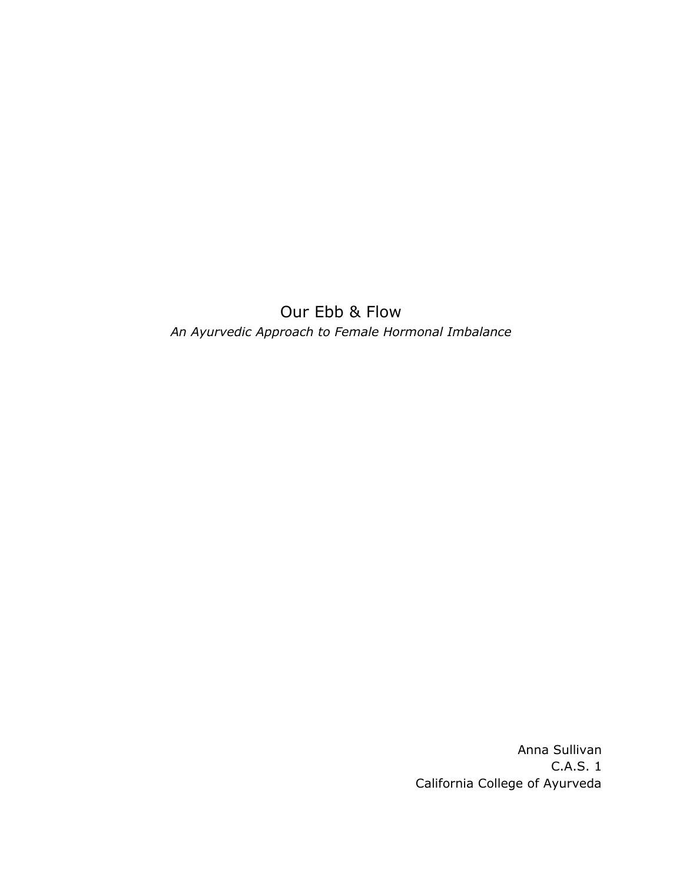# Our Ebb & Flow

*An Ayurvedic Approach to Female Hormonal Imbalance*

Anna Sullivan
C.A.S. 1
California College of Ayurveda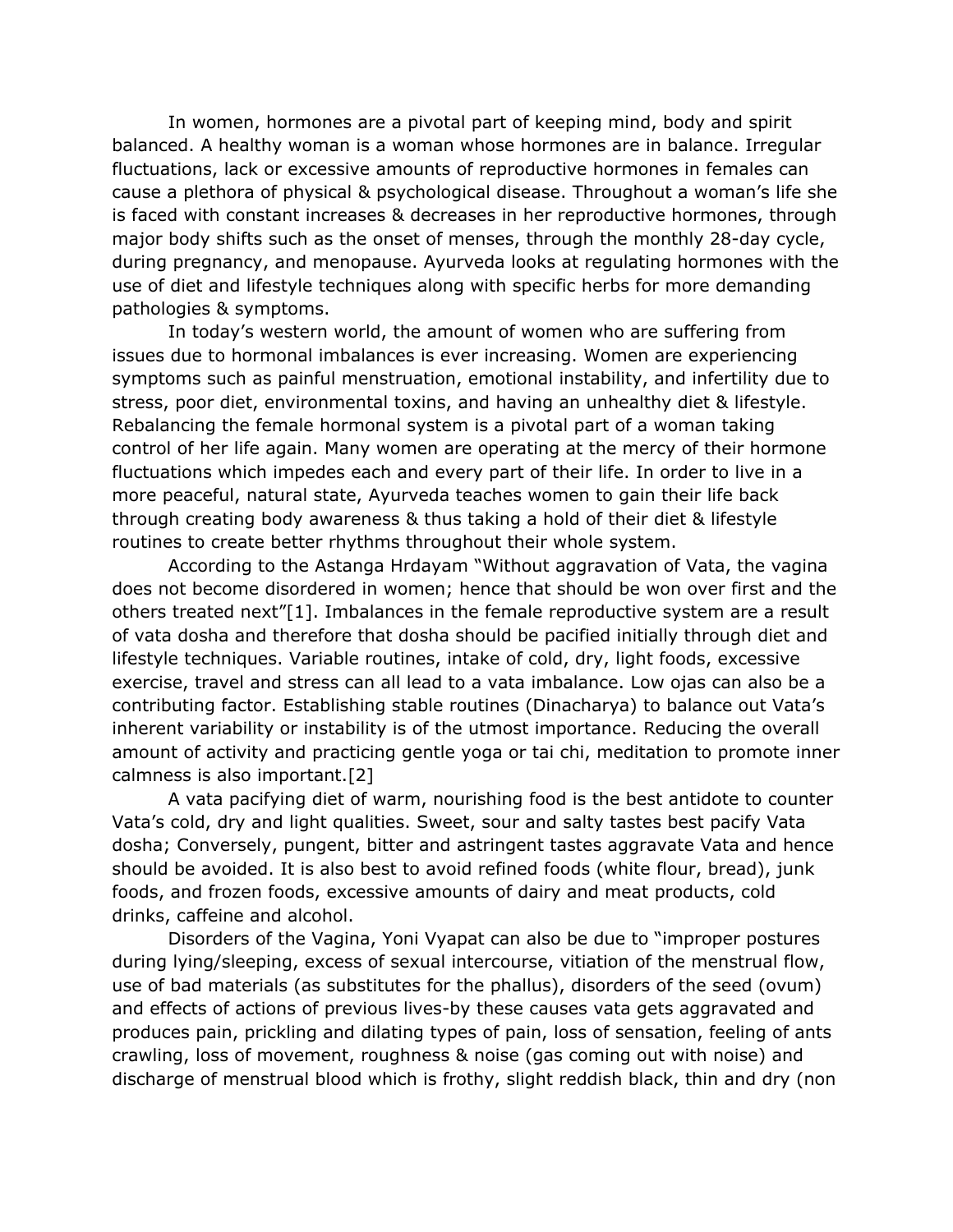In women, hormones are a pivotal part of keeping mind, body and spirit balanced. A healthy woman is a woman whose hormones are in balance. Irregular fluctuations, lack or excessive amounts of reproductive hormones in females can cause a plethora of physical & psychological disease. Throughout a woman's life she is faced with constant increases & decreases in her reproductive hormones, through major body shifts such as the onset of menses, through the monthly 28-day cycle, during pregnancy, and menopause. Ayurveda looks at regulating hormones with the use of diet and lifestyle techniques along with specific herbs for more demanding pathologies & symptoms.

In today's western world, the amount of women who are suffering from issues due to hormonal imbalances is ever increasing. Women are experiencing symptoms such as painful menstruation, emotional instability, and infertility due to stress, poor diet, environmental toxins, and having an unhealthy diet & lifestyle. Rebalancing the female hormonal system is a pivotal part of a woman taking control of her life again. Many women are operating at the mercy of their hormone fluctuations which impedes each and every part of their life. In order to live in a more peaceful, natural state, Ayurveda teaches women to gain their life back through creating body awareness & thus taking a hold of their diet & lifestyle routines to create better rhythms throughout their whole system.

According to the Astanga Hrdayam "Without aggravation of Vata, the vagina does not become disordered in women; hence that should be won over first and the others treated next"[1]. Imbalances in the female reproductive system are a result of vata dosha and therefore that dosha should be pacified initially through diet and lifestyle techniques. Variable routines, intake of cold, dry, light foods, excessive exercise, travel and stress can all lead to a vata imbalance. Low ojas can also be a contributing factor. Establishing stable routines (Dinacharya) to balance out Vata's inherent variability or instability is of the utmost importance. Reducing the overall amount of activity and practicing gentle yoga or tai chi, meditation to promote inner calmness is also important.[2]

A vata pacifying diet of warm, nourishing food is the best antidote to counter Vata's cold, dry and light qualities. Sweet, sour and salty tastes best pacify Vata dosha; Conversely, pungent, bitter and astringent tastes aggravate Vata and hence should be avoided. It is also best to avoid refined foods (white flour, bread), junk foods, and frozen foods, excessive amounts of dairy and meat products, cold drinks, caffeine and alcohol.

Disorders of the Vagina, Yoni Vyapat can also be due to "improper postures during lying/sleeping, excess of sexual intercourse, vitiation of the menstrual flow, use of bad materials (as substitutes for the phallus), disorders of the seed (ovum) and effects of actions of previous lives-by these causes vata gets aggravated and produces pain, prickling and dilating types of pain, loss of sensation, feeling of ants crawling, loss of movement, roughness & noise (gas coming out with noise) and discharge of menstrual blood which is frothy, slight reddish black, thin and dry (non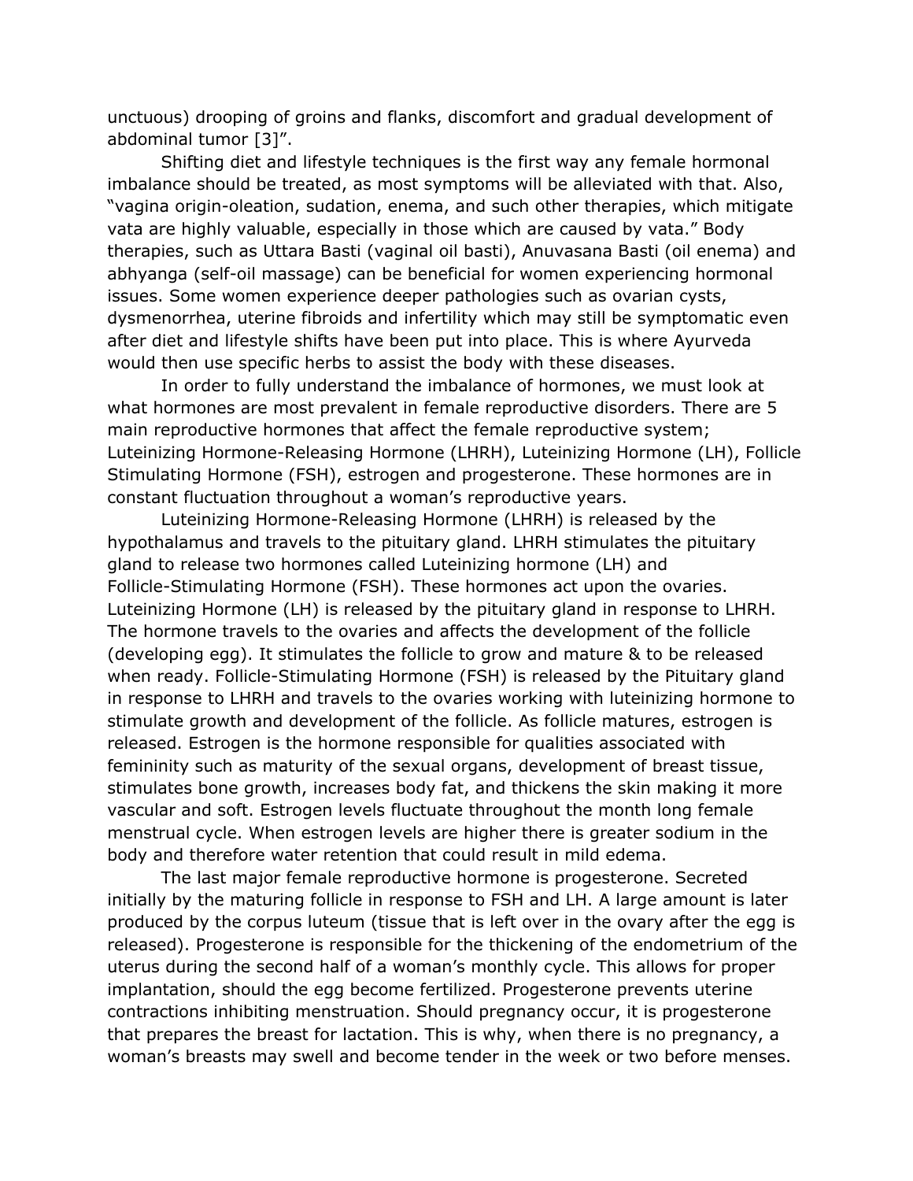unctuous) drooping of groins and flanks, discomfort and gradual development of abdominal tumor [3]".

Shifting diet and lifestyle techniques is the first way any female hormonal imbalance should be treated, as most symptoms will be alleviated with that. Also, "vagina origin-oleation, sudation, enema, and such other therapies, which mitigate vata are highly valuable, especially in those which are caused by vata." Body therapies, such as Uttara Basti (vaginal oil basti), Anuvasana Basti (oil enema) and abhyanga (self-oil massage) can be beneficial for women experiencing hormonal issues. Some women experience deeper pathologies such as ovarian cysts, dysmenorrhea, uterine fibroids and infertility which may still be symptomatic even after diet and lifestyle shifts have been put into place. This is where Ayurveda would then use specific herbs to assist the body with these diseases.

In order to fully understand the imbalance of hormones, we must look at what hormones are most prevalent in female reproductive disorders. There are 5 main reproductive hormones that affect the female reproductive system; Luteinizing Hormone-Releasing Hormone (LHRH), Luteinizing Hormone (LH), Follicle Stimulating Hormone (FSH), estrogen and progesterone. These hormones are in constant fluctuation throughout a woman's reproductive years.

Luteinizing Hormone-Releasing Hormone (LHRH) is released by the hypothalamus and travels to the pituitary gland. LHRH stimulates the pituitary gland to release two hormones called Luteinizing hormone (LH) and Follicle-Stimulating Hormone (FSH). These hormones act upon the ovaries. Luteinizing Hormone (LH) is released by the pituitary gland in response to LHRH. The hormone travels to the ovaries and affects the development of the follicle (developing egg). It stimulates the follicle to grow and mature & to be released when ready. Follicle-Stimulating Hormone (FSH) is released by the Pituitary gland in response to LHRH and travels to the ovaries working with luteinizing hormone to stimulate growth and development of the follicle. As follicle matures, estrogen is released. Estrogen is the hormone responsible for qualities associated with femininity such as maturity of the sexual organs, development of breast tissue, stimulates bone growth, increases body fat, and thickens the skin making it more vascular and soft. Estrogen levels fluctuate throughout the month long female menstrual cycle. When estrogen levels are higher there is greater sodium in the body and therefore water retention that could result in mild edema.

The last major female reproductive hormone is progesterone. Secreted initially by the maturing follicle in response to FSH and LH. A large amount is later produced by the corpus luteum (tissue that is left over in the ovary after the egg is released). Progesterone is responsible for the thickening of the endometrium of the uterus during the second half of a woman's monthly cycle. This allows for proper implantation, should the egg become fertilized. Progesterone prevents uterine contractions inhibiting menstruation. Should pregnancy occur, it is progesterone that prepares the breast for lactation. This is why, when there is no pregnancy, a woman's breasts may swell and become tender in the week or two before menses.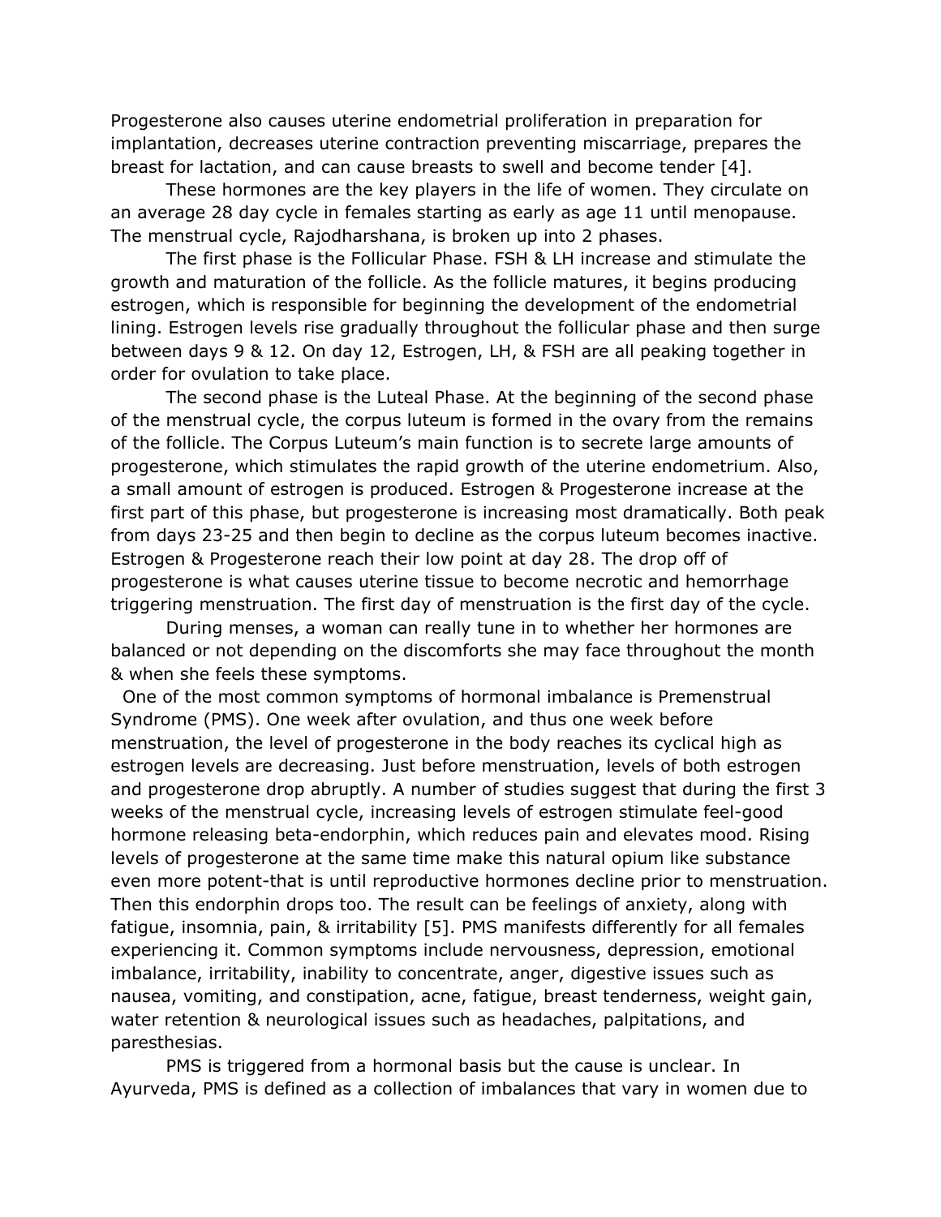Progesterone also causes uterine endometrial proliferation in preparation for implantation, decreases uterine contraction preventing miscarriage, prepares the breast for lactation, and can cause breasts to swell and become tender [4].

These hormones are the key players in the life of women. They circulate on an average 28 day cycle in females starting as early as age 11 until menopause. The menstrual cycle, Rajodharshana, is broken up into 2 phases.

The first phase is the Follicular Phase. FSH & LH increase and stimulate the growth and maturation of the follicle. As the follicle matures, it begins producing estrogen, which is responsible for beginning the development of the endometrial lining. Estrogen levels rise gradually throughout the follicular phase and then surge between days 9 & 12. On day 12, Estrogen, LH, & FSH are all peaking together in order for ovulation to take place.

The second phase is the Luteal Phase. At the beginning of the second phase of the menstrual cycle, the corpus luteum is formed in the ovary from the remains of the follicle. The Corpus Luteum's main function is to secrete large amounts of progesterone, which stimulates the rapid growth of the uterine endometrium. Also, a small amount of estrogen is produced. Estrogen & Progesterone increase at the first part of this phase, but progesterone is increasing most dramatically. Both peak from days 23-25 and then begin to decline as the corpus luteum becomes inactive. Estrogen & Progesterone reach their low point at day 28. The drop off of progesterone is what causes uterine tissue to become necrotic and hemorrhage triggering menstruation. The first day of menstruation is the first day of the cycle.

During menses, a woman can really tune in to whether her hormones are balanced or not depending on the discomforts she may face throughout the month & when she feels these symptoms.

One of the most common symptoms of hormonal imbalance is Premenstrual Syndrome (PMS). One week after ovulation, and thus one week before menstruation, the level of progesterone in the body reaches its cyclical high as estrogen levels are decreasing. Just before menstruation, levels of both estrogen and progesterone drop abruptly. A number of studies suggest that during the first 3 weeks of the menstrual cycle, increasing levels of estrogen stimulate feel-good hormone releasing beta-endorphin, which reduces pain and elevates mood. Rising levels of progesterone at the same time make this natural opium like substance even more potent-that is until reproductive hormones decline prior to menstruation. Then this endorphin drops too. The result can be feelings of anxiety, along with fatigue, insomnia, pain, & irritability [5]. PMS manifests differently for all females experiencing it. Common symptoms include nervousness, depression, emotional imbalance, irritability, inability to concentrate, anger, digestive issues such as nausea, vomiting, and constipation, acne, fatigue, breast tenderness, weight gain, water retention & neurological issues such as headaches, palpitations, and paresthesias.

PMS is triggered from a hormonal basis but the cause is unclear. In Ayurveda, PMS is defined as a collection of imbalances that vary in women due to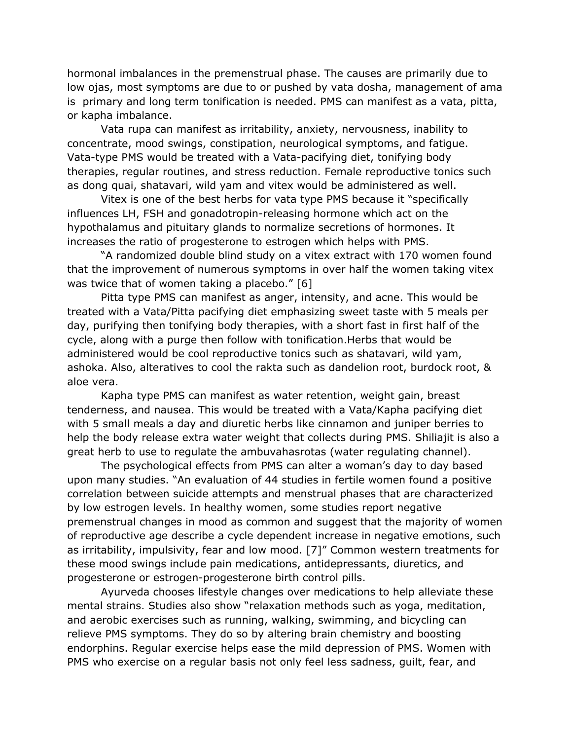hormonal imbalances in the premenstrual phase. The causes are primarily due to low ojas, most symptoms are due to or pushed by vata dosha, management of ama is  primary and long term tonification is needed. PMS can manifest as a vata, pitta, or kapha imbalance.

Vata rupa can manifest as irritability, anxiety, nervousness, inability to concentrate, mood swings, constipation, neurological symptoms, and fatigue. Vata-type PMS would be treated with a Vata-pacifying diet, tonifying body therapies, regular routines, and stress reduction. Female reproductive tonics such as dong quai, shatavari, wild yam and vitex would be administered as well.

Vitex is one of the best herbs for vata type PMS because it "specifically influences LH, FSH and gonadotropin-releasing hormone which act on the hypothalamus and pituitary glands to normalize secretions of hormones. It increases the ratio of progesterone to estrogen which helps with PMS.

"A randomized double blind study on a vitex extract with 170 women found that the improvement of numerous symptoms in over half the women taking vitex was twice that of women taking a placebo." [6]

Pitta type PMS can manifest as anger, intensity, and acne. This would be treated with a Vata/Pitta pacifying diet emphasizing sweet taste with 5 meals per day, purifying then tonifying body therapies, with a short fast in first half of the cycle, along with a purge then follow with tonification.Herbs that would be administered would be cool reproductive tonics such as shatavari, wild yam, ashoka. Also, alteratives to cool the rakta such as dandelion root, burdock root, & aloe vera.

Kapha type PMS can manifest as water retention, weight gain, breast tenderness, and nausea. This would be treated with a Vata/Kapha pacifying diet with 5 small meals a day and diuretic herbs like cinnamon and juniper berries to help the body release extra water weight that collects during PMS. Shiliajit is also a great herb to use to regulate the ambuvahasrotas (water regulating channel).

The psychological effects from PMS can alter a woman's day to day based upon many studies. "An evaluation of 44 studies in fertile women found a positive correlation between suicide attempts and menstrual phases that are characterized by low estrogen levels. In healthy women, some studies report negative premenstrual changes in mood as common and suggest that the majority of women of reproductive age describe a cycle dependent increase in negative emotions, such as irritability, impulsivity, fear and low mood. [7]" Common western treatments for these mood swings include pain medications, antidepressants, diuretics, and progesterone or estrogen-progesterone birth control pills.

Ayurveda chooses lifestyle changes over medications to help alleviate these mental strains. Studies also show "relaxation methods such as yoga, meditation, and aerobic exercises such as running, walking, swimming, and bicycling can relieve PMS symptoms. They do so by altering brain chemistry and boosting endorphins. Regular exercise helps ease the mild depression of PMS. Women with PMS who exercise on a regular basis not only feel less sadness, guilt, fear, and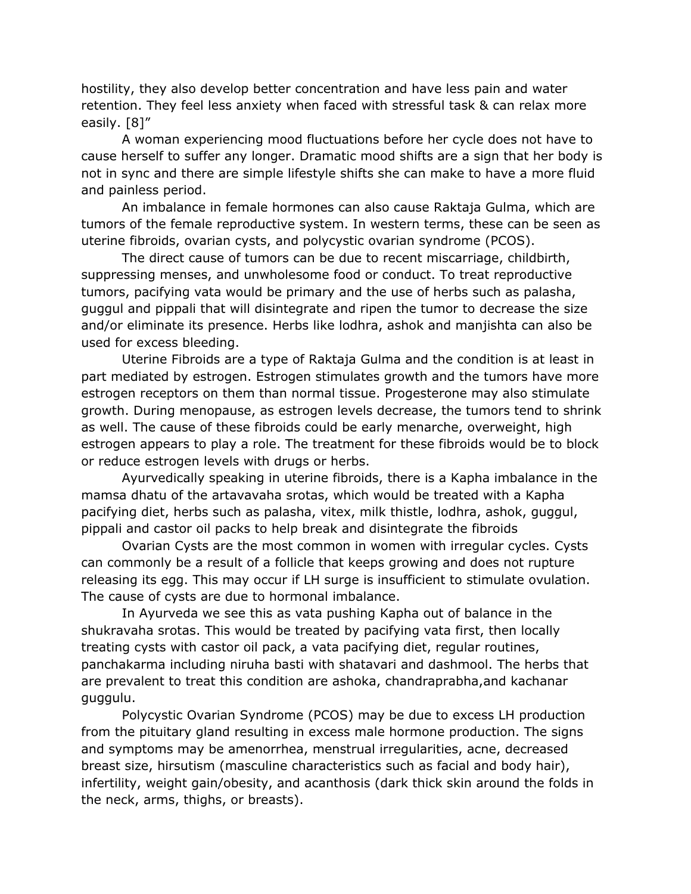hostility, they also develop better concentration and have less pain and water retention. They feel less anxiety when faced with stressful task & can relax more easily. [8]"

A woman experiencing mood fluctuations before her cycle does not have to cause herself to suffer any longer. Dramatic mood shifts are a sign that her body is not in sync and there are simple lifestyle shifts she can make to have a more fluid and painless period.

An imbalance in female hormones can also cause Raktaja Gulma, which are tumors of the female reproductive system. In western terms, these can be seen as uterine fibroids, ovarian cysts, and polycystic ovarian syndrome (PCOS).

The direct cause of tumors can be due to recent miscarriage, childbirth, suppressing menses, and unwholesome food or conduct. To treat reproductive tumors, pacifying vata would be primary and the use of herbs such as palasha, guggul and pippali that will disintegrate and ripen the tumor to decrease the size and/or eliminate its presence. Herbs like lodhra, ashok and manjishta can also be used for excess bleeding.

Uterine Fibroids are a type of Raktaja Gulma and the condition is at least in part mediated by estrogen. Estrogen stimulates growth and the tumors have more estrogen receptors on them than normal tissue. Progesterone may also stimulate growth. During menopause, as estrogen levels decrease, the tumors tend to shrink as well. The cause of these fibroids could be early menarche, overweight, high estrogen appears to play a role. The treatment for these fibroids would be to block or reduce estrogen levels with drugs or herbs.

Ayurvedically speaking in uterine fibroids, there is a Kapha imbalance in the mamsa dhatu of the artavavaha srotas, which would be treated with a Kapha pacifying diet, herbs such as palasha, vitex, milk thistle, lodhra, ashok, guggul, pippali and castor oil packs to help break and disintegrate the fibroids

Ovarian Cysts are the most common in women with irregular cycles. Cysts can commonly be a result of a follicle that keeps growing and does not rupture releasing its egg. This may occur if LH surge is insufficient to stimulate ovulation. The cause of cysts are due to hormonal imbalance.

In Ayurveda we see this as vata pushing Kapha out of balance in the shukravaha srotas. This would be treated by pacifying vata first, then locally treating cysts with castor oil pack, a vata pacifying diet, regular routines, panchakarma including niruha basti with shatavari and dashmool. The herbs that are prevalent to treat this condition are ashoka, chandraprabha,and kachanar guggulu.

Polycystic Ovarian Syndrome (PCOS) may be due to excess LH production from the pituitary gland resulting in excess male hormone production. The signs and symptoms may be amenorrhea, menstrual irregularities, acne, decreased breast size, hirsutism (masculine characteristics such as facial and body hair), infertility, weight gain/obesity, and acanthosis (dark thick skin around the folds in the neck, arms, thighs, or breasts).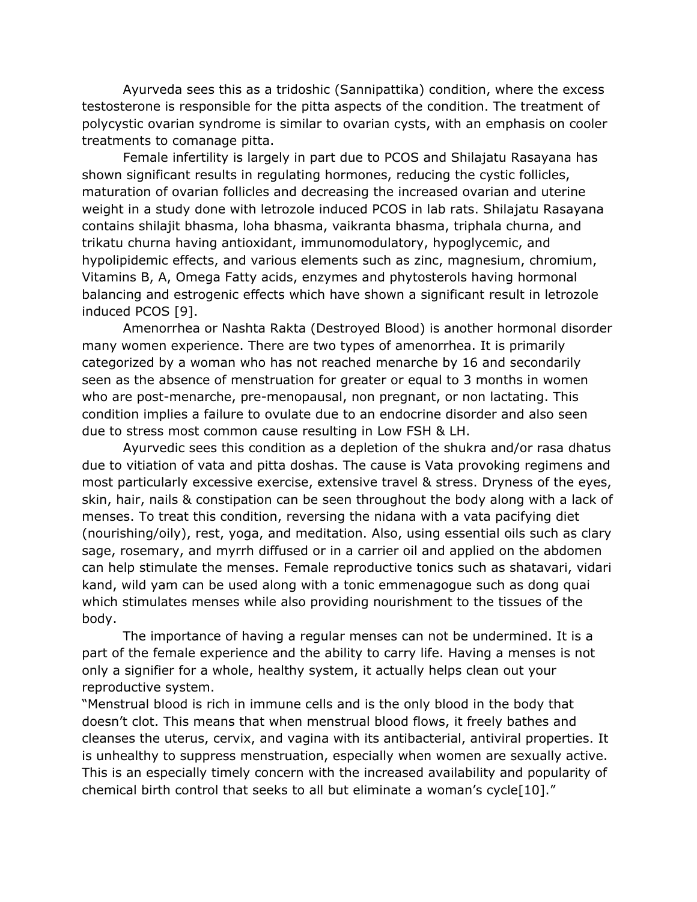Ayurveda sees this as a tridoshic (Sannipattika) condition, where the excess testosterone is responsible for the pitta aspects of the condition. The treatment of polycystic ovarian syndrome is similar to ovarian cysts, with an emphasis on cooler treatments to comanage pitta.

Female infertility is largely in part due to PCOS and Shilajatu Rasayana has shown significant results in regulating hormones, reducing the cystic follicles, maturation of ovarian follicles and decreasing the increased ovarian and uterine weight in a study done with letrozole induced PCOS in lab rats. Shilajatu Rasayana contains shilajit bhasma, loha bhasma, vaikranta bhasma, triphala churna, and trikatu churna having antioxidant, immunomodulatory, hypoglycemic, and hypolipidemic effects, and various elements such as zinc, magnesium, chromium, Vitamins B, A, Omega Fatty acids, enzymes and phytosterols having hormonal balancing and estrogenic effects which have shown a significant result in letrozole induced PCOS [9].

Amenorrhea or Nashta Rakta (Destroyed Blood) is another hormonal disorder many women experience. There are two types of amenorrhea. It is primarily categorized by a woman who has not reached menarche by 16 and secondarily seen as the absence of menstruation for greater or equal to 3 months in women who are post-menarche, pre-menopausal, non pregnant, or non lactating. This condition implies a failure to ovulate due to an endocrine disorder and also seen due to stress most common cause resulting in Low FSH & LH.

Ayurvedic sees this condition as a depletion of the shukra and/or rasa dhatus due to vitiation of vata and pitta doshas. The cause is Vata provoking regimens and most particularly excessive exercise, extensive travel & stress. Dryness of the eyes, skin, hair, nails & constipation can be seen throughout the body along with a lack of menses. To treat this condition, reversing the nidana with a vata pacifying diet (nourishing/oily), rest, yoga, and meditation. Also, using essential oils such as clary sage, rosemary, and myrrh diffused or in a carrier oil and applied on the abdomen can help stimulate the menses. Female reproductive tonics such as shatavari, vidari kand, wild yam can be used along with a tonic emmenagogue such as dong quai which stimulates menses while also providing nourishment to the tissues of the body.

The importance of having a regular menses can not be undermined. It is a part of the female experience and the ability to carry life. Having a menses is not only a signifier for a whole, healthy system, it actually helps clean out your reproductive system.

"Menstrual blood is rich in immune cells and is the only blood in the body that doesn't clot. This means that when menstrual blood flows, it freely bathes and cleanses the uterus, cervix, and vagina with its antibacterial, antiviral properties. It is unhealthy to suppress menstruation, especially when women are sexually active. This is an especially timely concern with the increased availability and popularity of chemical birth control that seeks to all but eliminate a woman's cycle[10]."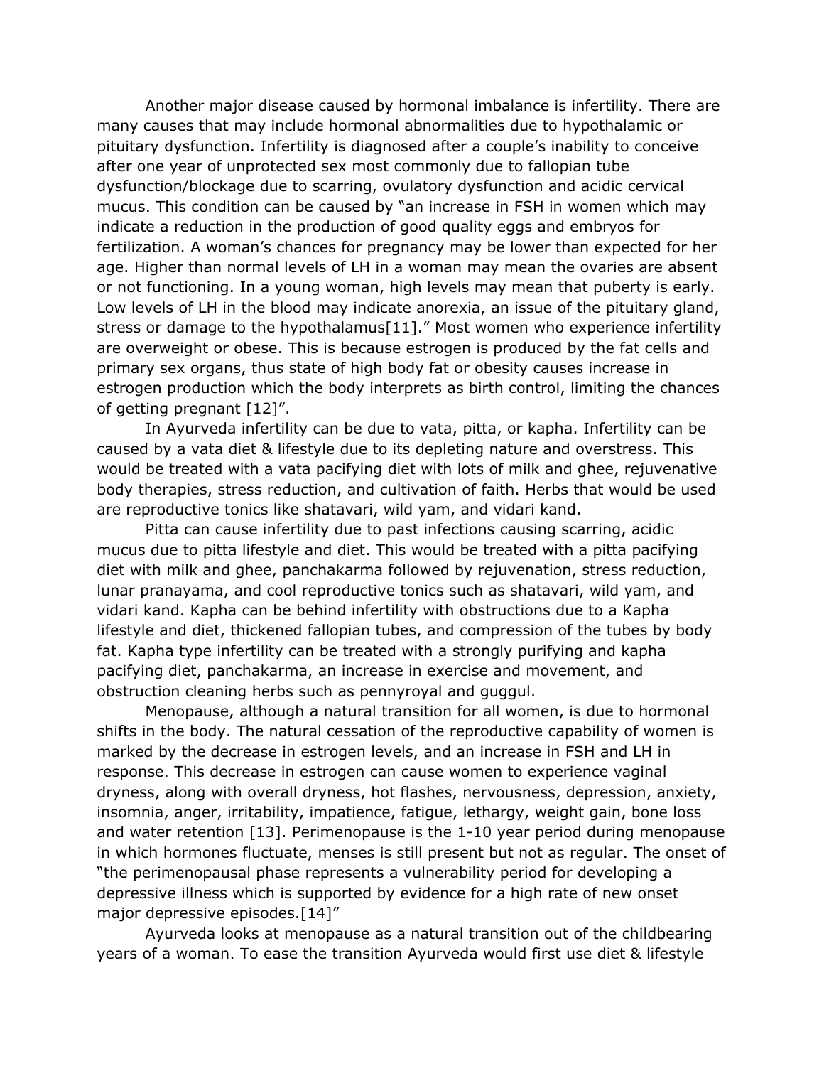Another major disease caused by hormonal imbalance is infertility. There are many causes that may include hormonal abnormalities due to hypothalamic or pituitary dysfunction. Infertility is diagnosed after a couple's inability to conceive after one year of unprotected sex most commonly due to fallopian tube dysfunction/blockage due to scarring, ovulatory dysfunction and acidic cervical mucus. This condition can be caused by "an increase in FSH in women which may indicate a reduction in the production of good quality eggs and embryos for fertilization. A woman's chances for pregnancy may be lower than expected for her age. Higher than normal levels of LH in a woman may mean the ovaries are absent or not functioning. In a young woman, high levels may mean that puberty is early. Low levels of LH in the blood may indicate anorexia, an issue of the pituitary gland, stress or damage to the hypothalamus[11]." Most women who experience infertility are overweight or obese. This is because estrogen is produced by the fat cells and primary sex organs, thus state of high body fat or obesity causes increase in estrogen production which the body interprets as birth control, limiting the chances of getting pregnant [12]".

In Ayurveda infertility can be due to vata, pitta, or kapha. Infertility can be caused by a vata diet & lifestyle due to its depleting nature and overstress. This would be treated with a vata pacifying diet with lots of milk and ghee, rejuvenative body therapies, stress reduction, and cultivation of faith. Herbs that would be used are reproductive tonics like shatavari, wild yam, and vidari kand.

Pitta can cause infertility due to past infections causing scarring, acidic mucus due to pitta lifestyle and diet. This would be treated with a pitta pacifying diet with milk and ghee, panchakarma followed by rejuvenation, stress reduction, lunar pranayama, and cool reproductive tonics such as shatavari, wild yam, and vidari kand. Kapha can be behind infertility with obstructions due to a Kapha lifestyle and diet, thickened fallopian tubes, and compression of the tubes by body fat. Kapha type infertility can be treated with a strongly purifying and kapha pacifying diet, panchakarma, an increase in exercise and movement, and obstruction cleaning herbs such as pennyroyal and guggul.

Menopause, although a natural transition for all women, is due to hormonal shifts in the body. The natural cessation of the reproductive capability of women is marked by the decrease in estrogen levels, and an increase in FSH and LH in response. This decrease in estrogen can cause women to experience vaginal dryness, along with overall dryness, hot flashes, nervousness, depression, anxiety, insomnia, anger, irritability, impatience, fatigue, lethargy, weight gain, bone loss and water retention [13]. Perimenopause is the 1-10 year period during menopause in which hormones fluctuate, menses is still present but not as regular. The onset of "the perimenopausal phase represents a vulnerability period for developing a depressive illness which is supported by evidence for a high rate of new onset major depressive episodes.[14]"

Ayurveda looks at menopause as a natural transition out of the childbearing years of a woman. To ease the transition Ayurveda would first use diet & lifestyle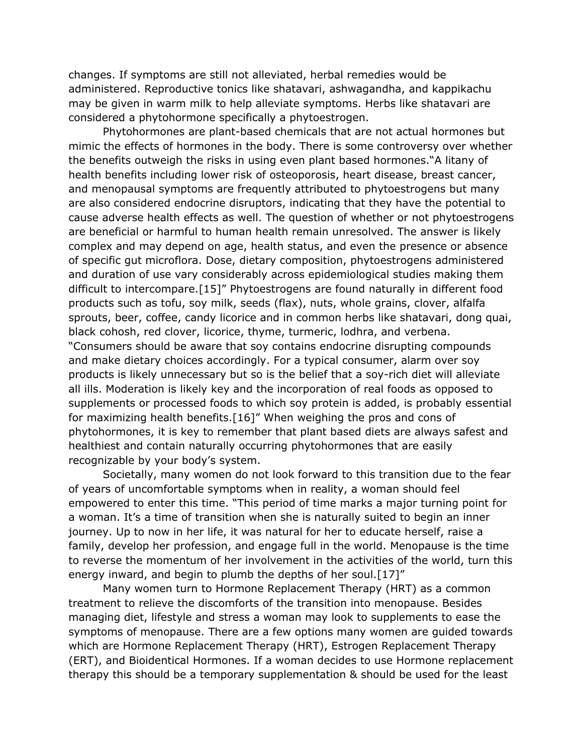changes. If symptoms are still not alleviated, herbal remedies would be administered. Reproductive tonics like shatavari, ashwagandha, and kappikachu may be given in warm milk to help alleviate symptoms. Herbs like shatavari are considered a phytohormone specifically a phytoestrogen.

Phytohormones are plant-based chemicals that are not actual hormones but mimic the effects of hormones in the body. There is some controversy over whether the benefits outweigh the risks in using even plant based hormones."A litany of health benefits including lower risk of osteoporosis, heart disease, breast cancer, and menopausal symptoms are frequently attributed to phytoestrogens but many are also considered endocrine disruptors, indicating that they have the potential to cause adverse health effects as well. The question of whether or not phytoestrogens are beneficial or harmful to human health remain unresolved. The answer is likely complex and may depend on age, health status, and even the presence or absence of specific gut microflora. Dose, dietary composition, phytoestrogens administered and duration of use vary considerably across epidemiological studies making them difficult to intercompare.[15]" Phytoestrogens are found naturally in different food products such as tofu, soy milk, seeds (flax), nuts, whole grains, clover, alfalfa sprouts, beer, coffee, candy licorice and in common herbs like shatavari, dong quai, black cohosh, red clover, licorice, thyme, turmeric, lodhra, and verbena. "Consumers should be aware that soy contains endocrine disrupting compounds and make dietary choices accordingly. For a typical consumer, alarm over soy products is likely unnecessary but so is the belief that a soy-rich diet will alleviate all ills. Moderation is likely key and the incorporation of real foods as opposed to supplements or processed foods to which soy protein is added, is probably essential for maximizing health benefits.[16]" When weighing the pros and cons of phytohormones, it is key to remember that plant based diets are always safest and healthiest and contain naturally occurring phytohormones that are easily recognizable by your body's system.

Societally, many women do not look forward to this transition due to the fear of years of uncomfortable symptoms when in reality, a woman should feel empowered to enter this time. "This period of time marks a major turning point for a woman. It's a time of transition when she is naturally suited to begin an inner journey. Up to now in her life, it was natural for her to educate herself, raise a family, develop her profession, and engage full in the world. Menopause is the time to reverse the momentum of her involvement in the activities of the world, turn this energy inward, and begin to plumb the depths of her soul.[17]"

Many women turn to Hormone Replacement Therapy (HRT) as a common treatment to relieve the discomforts of the transition into menopause. Besides managing diet, lifestyle and stress a woman may look to supplements to ease the symptoms of menopause. There are a few options many women are guided towards which are Hormone Replacement Therapy (HRT), Estrogen Replacement Therapy (ERT), and Bioidentical Hormones. If a woman decides to use Hormone replacement therapy this should be a temporary supplementation & should be used for the least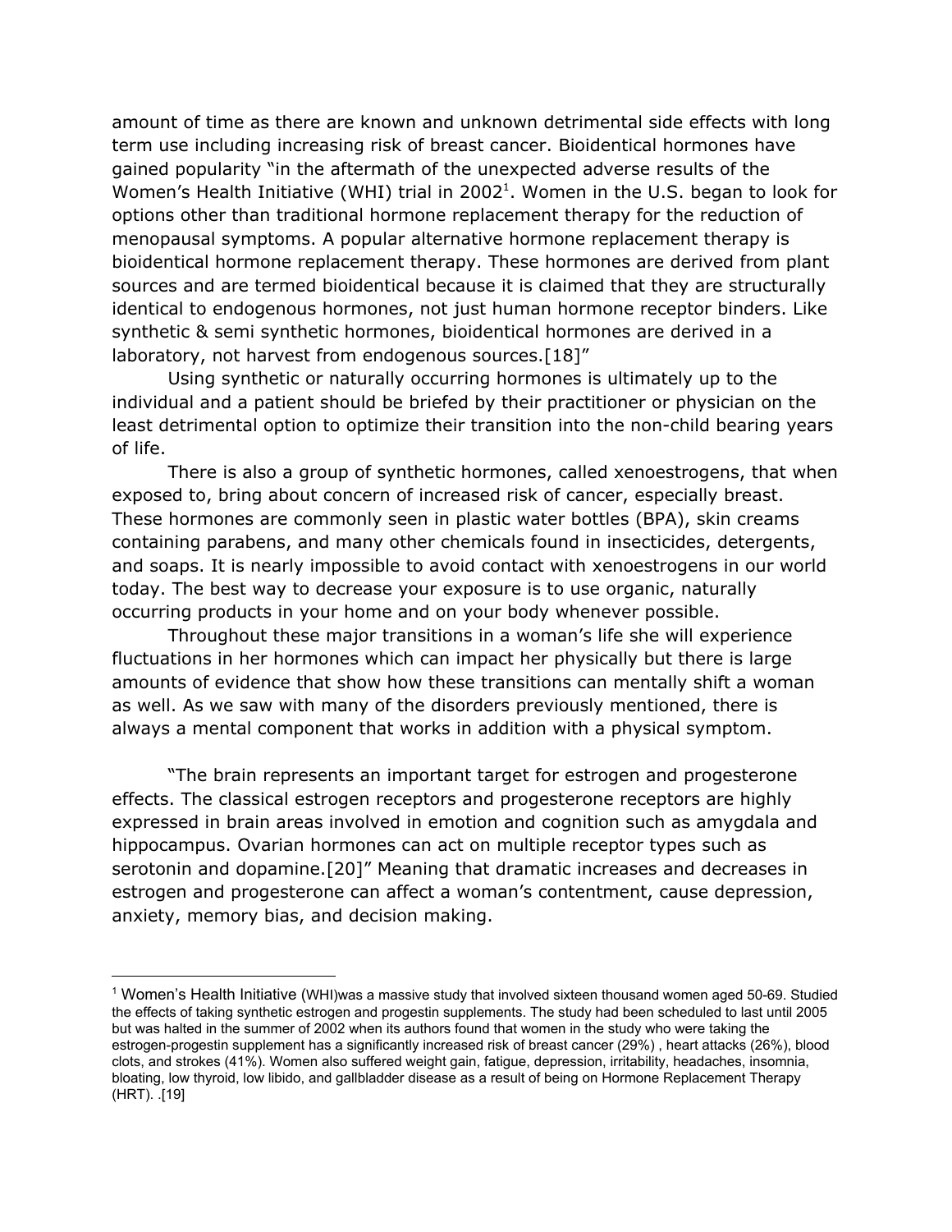amount of time as there are known and unknown detrimental side effects with long term use including increasing risk of breast cancer. Bioidentical hormones have gained popularity "in the aftermath of the unexpected adverse results of the Women's Health Initiative (WHI) trial in 2002[1]. Women in the U.S. began to look for options other than traditional hormone replacement therapy for the reduction of menopausal symptoms. A popular alternative hormone replacement therapy is bioidentical hormone replacement therapy. These hormones are derived from plant sources and are termed bioidentical because it is claimed that they are structurally identical to endogenous hormones, not just human hormone receptor binders. Like synthetic & semi synthetic hormones, bioidentical hormones are derived in a laboratory, not harvest from endogenous sources.[18]"

Using synthetic or naturally occurring hormones is ultimately up to the individual and a patient should be briefed by their practitioner or physician on the least detrimental option to optimize their transition into the non-child bearing years of life.

There is also a group of synthetic hormones, called xenoestrogens, that when exposed to, bring about concern of increased risk of cancer, especially breast. These hormones are commonly seen in plastic water bottles (BPA), skin creams containing parabens, and many other chemicals found in insecticides, detergents, and soaps. It is nearly impossible to avoid contact with xenoestrogens in our world today. The best way to decrease your exposure is to use organic, naturally occurring products in your home and on your body whenever possible.

Throughout these major transitions in a woman's life she will experience fluctuations in her hormones which can impact her physically but there is large amounts of evidence that show how these transitions can mentally shift a woman as well. As we saw with many of the disorders previously mentioned, there is always a mental component that works in addition with a physical symptom.

"The brain represents an important target for estrogen and progesterone effects. The classical estrogen receptors and progesterone receptors are highly expressed in brain areas involved in emotion and cognition such as amygdala and hippocampus. Ovarian hormones can act on multiple receptor types such as serotonin and dopamine.[20]" Meaning that dramatic increases and decreases in estrogen and progesterone can affect a woman's contentment, cause depression, anxiety, memory bias, and decision making.

---

[1] Women's Health Initiative (WHI)was a massive study that involved sixteen thousand women aged 50-69. Studied the effects of taking synthetic estrogen and progestin supplements. The study had been scheduled to last until 2005 but was halted in the summer of 2002 when its authors found that women in the study who were taking the estrogen-progestin supplement has a significantly increased risk of breast cancer (29%) , heart attacks (26%), blood clots, and strokes (41%). Women also suffered weight gain, fatigue, depression, irritability, headaches, insomnia, bloating, low thyroid, low libido, and gallbladder disease as a result of being on Hormone Replacement Therapy (HRT). .[19]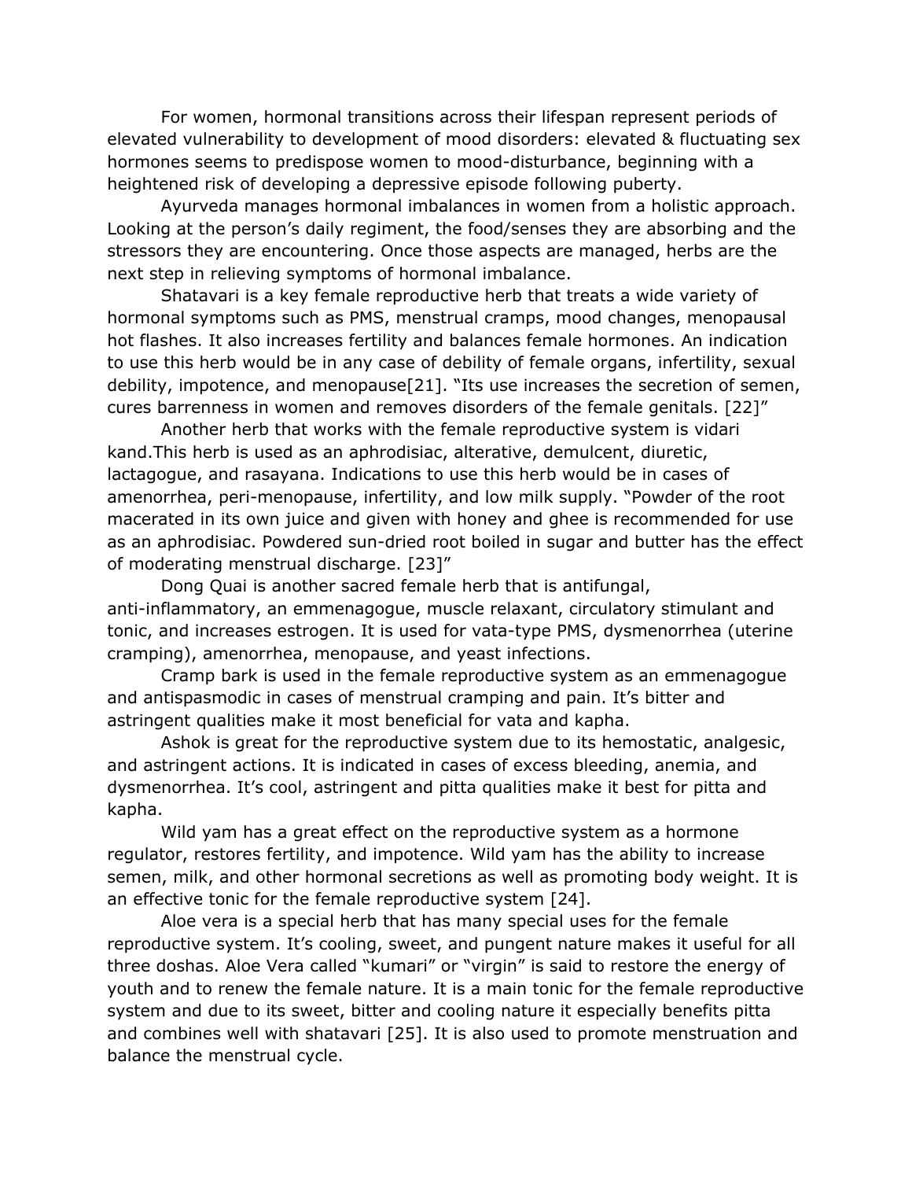For women, hormonal transitions across their lifespan represent periods of elevated vulnerability to development of mood disorders: elevated & fluctuating sex hormones seems to predispose women to mood-disturbance, beginning with a heightened risk of developing a depressive episode following puberty.

Ayurveda manages hormonal imbalances in women from a holistic approach. Looking at the person's daily regiment, the food/senses they are absorbing and the stressors they are encountering. Once those aspects are managed, herbs are the next step in relieving symptoms of hormonal imbalance.

Shatavari is a key female reproductive herb that treats a wide variety of hormonal symptoms such as PMS, menstrual cramps, mood changes, menopausal hot flashes. It also increases fertility and balances female hormones. An indication to use this herb would be in any case of debility of female organs, infertility, sexual debility, impotence, and menopause[21]. "Its use increases the secretion of semen, cures barrenness in women and removes disorders of the female genitals. [22]"

Another herb that works with the female reproductive system is vidari kand.This herb is used as an aphrodisiac, alterative, demulcent, diuretic, lactagogue, and rasayana. Indications to use this herb would be in cases of amenorrhea, peri-menopause, infertility, and low milk supply. "Powder of the root macerated in its own juice and given with honey and ghee is recommended for use as an aphrodisiac. Powdered sun-dried root boiled in sugar and butter has the effect of moderating menstrual discharge. [23]"

Dong Quai is another sacred female herb that is antifungal, anti-inflammatory, an emmenagogue, muscle relaxant, circulatory stimulant and tonic, and increases estrogen. It is used for vata-type PMS, dysmenorrhea (uterine cramping), amenorrhea, menopause, and yeast infections.

Cramp bark is used in the female reproductive system as an emmenagogue and antispasmodic in cases of menstrual cramping and pain. It's bitter and astringent qualities make it most beneficial for vata and kapha.

Ashok is great for the reproductive system due to its hemostatic, analgesic, and astringent actions. It is indicated in cases of excess bleeding, anemia, and dysmenorrhea. It's cool, astringent and pitta qualities make it best for pitta and kapha.

Wild yam has a great effect on the reproductive system as a hormone regulator, restores fertility, and impotence. Wild yam has the ability to increase semen, milk, and other hormonal secretions as well as promoting body weight. It is an effective tonic for the female reproductive system [24].

Aloe vera is a special herb that has many special uses for the female reproductive system. It's cooling, sweet, and pungent nature makes it useful for all three doshas. Aloe Vera called "kumari" or "virgin" is said to restore the energy of youth and to renew the female nature. It is a main tonic for the female reproductive system and due to its sweet, bitter and cooling nature it especially benefits pitta and combines well with shatavari [25]. It is also used to promote menstruation and balance the menstrual cycle.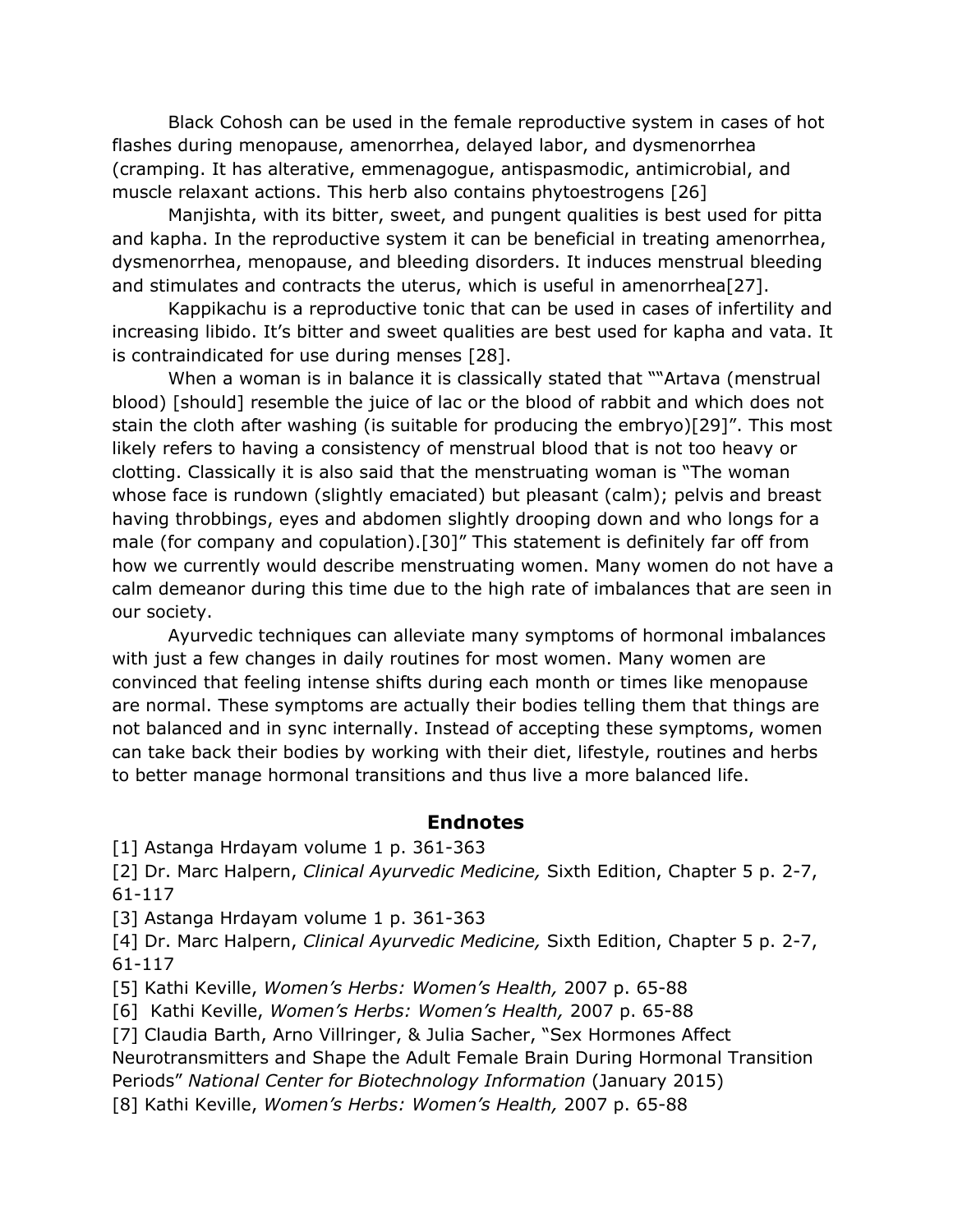Black Cohosh can be used in the female reproductive system in cases of hot flashes during menopause, amenorrhea, delayed labor, and dysmenorrhea (cramping. It has alterative, emmenagogue, antispasmodic, antimicrobial, and muscle relaxant actions. This herb also contains phytoestrogens [26]

Manjishta, with its bitter, sweet, and pungent qualities is best used for pitta and kapha. In the reproductive system it can be beneficial in treating amenorrhea, dysmenorrhea, menopause, and bleeding disorders. It induces menstrual bleeding and stimulates and contracts the uterus, which is useful in amenorrhea[27].

Kappikachu is a reproductive tonic that can be used in cases of infertility and increasing libido. It's bitter and sweet qualities are best used for kapha and vata. It is contraindicated for use during menses [28].

When a woman is in balance it is classically stated that ""Artava (menstrual blood) [should] resemble the juice of lac or the blood of rabbit and which does not stain the cloth after washing (is suitable for producing the embryo)[29]". This most likely refers to having a consistency of menstrual blood that is not too heavy or clotting. Classically it is also said that the menstruating woman is "The woman whose face is rundown (slightly emaciated) but pleasant (calm); pelvis and breast having throbbings, eyes and abdomen slightly drooping down and who longs for a male (for company and copulation).[30]" This statement is definitely far off from how we currently would describe menstruating women. Many women do not have a calm demeanor during this time due to the high rate of imbalances that are seen in our society.

Ayurvedic techniques can alleviate many symptoms of hormonal imbalances with just a few changes in daily routines for most women. Many women are convinced that feeling intense shifts during each month or times like menopause are normal. These symptoms are actually their bodies telling them that things are not balanced and in sync internally. Instead of accepting these symptoms, women can take back their bodies by working with their diet, lifestyle, routines and herbs to better manage hormonal transitions and thus live a more balanced life.

## Endnotes

[1] Astanga Hrdayam volume 1 p. 361-363

[2] Dr. Marc Halpern, *Clinical Ayurvedic Medicine,* Sixth Edition, Chapter 5 p. 2-7, 61-117

[3] Astanga Hrdayam volume 1 p. 361-363

[4] Dr. Marc Halpern, *Clinical Ayurvedic Medicine,* Sixth Edition, Chapter 5 p. 2-7, 61-117

[5] Kathi Keville, *Women's Herbs: Women's Health,* 2007 p. 65-88

[6] Kathi Keville, *Women's Herbs: Women's Health,* 2007 p. 65-88

[7] Claudia Barth, Arno Villringer, & Julia Sacher, "Sex Hormones Affect Neurotransmitters and Shape the Adult Female Brain During Hormonal Transition Periods" *National Center for Biotechnology Information* (January 2015)

[8] Kathi Keville, *Women's Herbs: Women's Health,* 2007 p. 65-88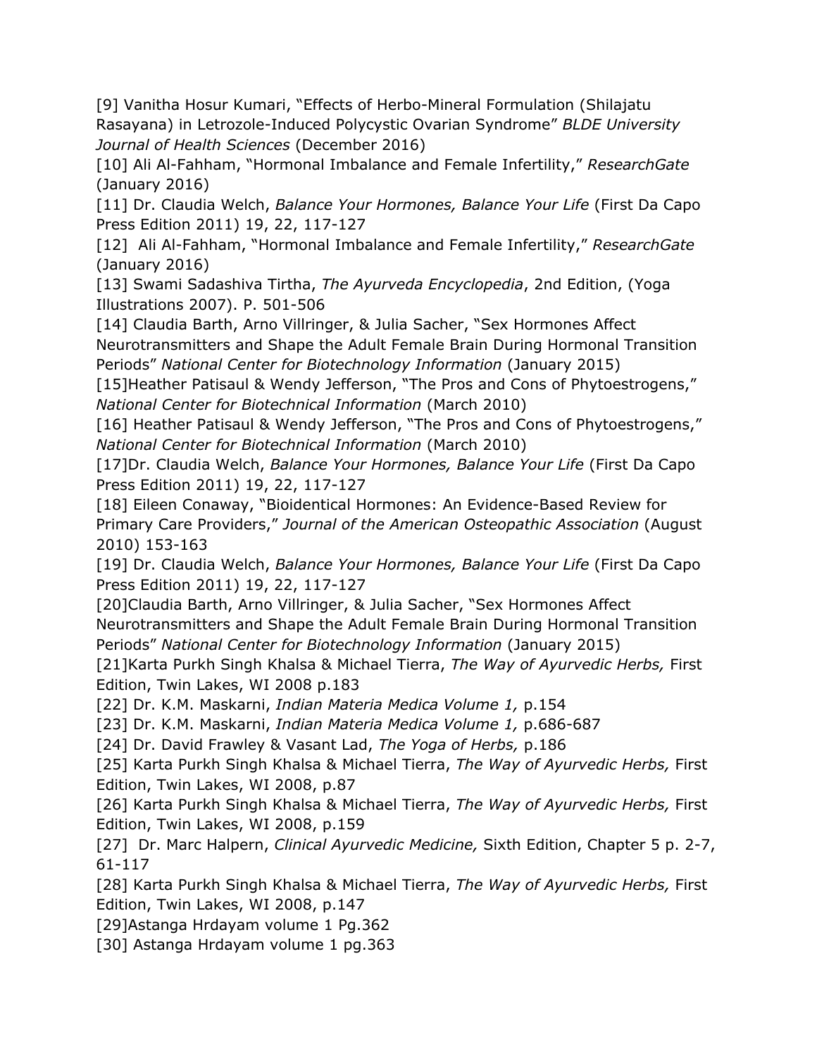[9] Vanitha Hosur Kumari, "Effects of Herbo-Mineral Formulation (Shilajatu Rasayana) in Letrozole-Induced Polycystic Ovarian Syndrome" *BLDE University Journal of Health Sciences* (December 2016)

[10] Ali Al-Fahham, "Hormonal Imbalance and Female Infertility," *ResearchGate* (January 2016)

[11] Dr. Claudia Welch, *Balance Your Hormones, Balance Your Life* (First Da Capo Press Edition 2011) 19, 22, 117-127

[12] Ali Al-Fahham, "Hormonal Imbalance and Female Infertility," *ResearchGate* (January 2016)

[13] Swami Sadashiva Tirtha, *The Ayurveda Encyclopedia*, 2nd Edition, (Yoga Illustrations 2007). P. 501-506

[14] Claudia Barth, Arno Villringer, & Julia Sacher, "Sex Hormones Affect Neurotransmitters and Shape the Adult Female Brain During Hormonal Transition Periods" *National Center for Biotechnology Information* (January 2015)

[15]Heather Patisaul & Wendy Jefferson, "The Pros and Cons of Phytoestrogens," *National Center for Biotechnical Information* (March 2010)

[16] Heather Patisaul & Wendy Jefferson, "The Pros and Cons of Phytoestrogens," *National Center for Biotechnical Information* (March 2010)

[17]Dr. Claudia Welch, *Balance Your Hormones, Balance Your Life* (First Da Capo Press Edition 2011) 19, 22, 117-127

[18] Eileen Conaway, "Bioidentical Hormones: An Evidence-Based Review for Primary Care Providers," *Journal of the American Osteopathic Association* (August 2010) 153-163

[19] Dr. Claudia Welch, *Balance Your Hormones, Balance Your Life* (First Da Capo Press Edition 2011) 19, 22, 117-127

[20]Claudia Barth, Arno Villringer, & Julia Sacher, "Sex Hormones Affect Neurotransmitters and Shape the Adult Female Brain During Hormonal Transition Periods" *National Center for Biotechnology Information* (January 2015)

[21]Karta Purkh Singh Khalsa & Michael Tierra, *The Way of Ayurvedic Herbs,* First Edition, Twin Lakes, WI 2008 p.183

[22] Dr. K.M. Maskarni, *Indian Materia Medica Volume 1,* p.154

[23] Dr. K.M. Maskarni, *Indian Materia Medica Volume 1,* p.686-687

[24] Dr. David Frawley & Vasant Lad, *The Yoga of Herbs,* p.186

[25] Karta Purkh Singh Khalsa & Michael Tierra, *The Way of Ayurvedic Herbs,* First Edition, Twin Lakes, WI 2008, p.87

[26] Karta Purkh Singh Khalsa & Michael Tierra, *The Way of Ayurvedic Herbs,* First Edition, Twin Lakes, WI 2008, p.159

[27] Dr. Marc Halpern, *Clinical Ayurvedic Medicine,* Sixth Edition, Chapter 5 p. 2-7, 61-117

[28] Karta Purkh Singh Khalsa & Michael Tierra, *The Way of Ayurvedic Herbs,* First Edition, Twin Lakes, WI 2008, p.147

[29]Astanga Hrdayam volume 1 Pg.362

[30] Astanga Hrdayam volume 1 pg.363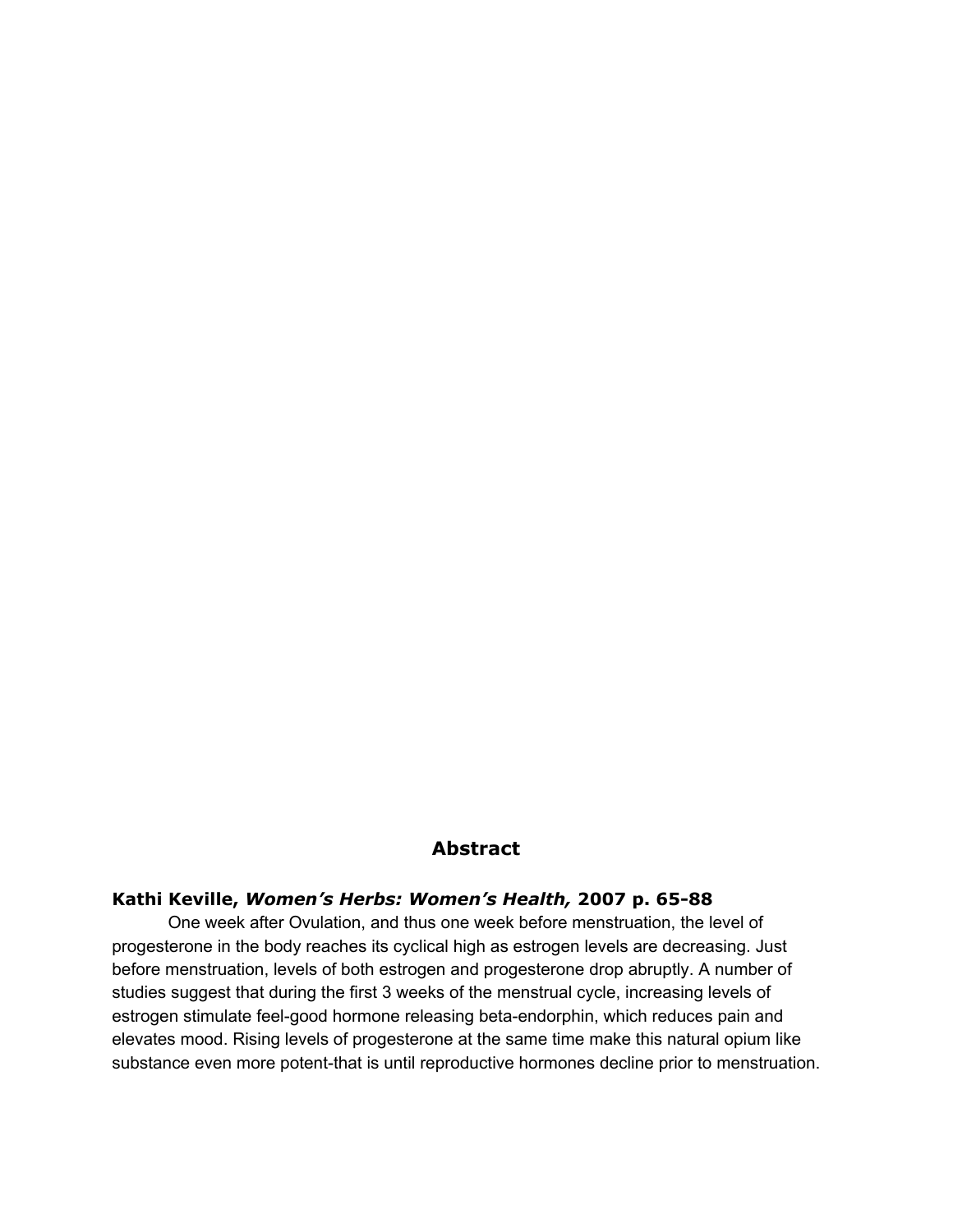## Abstract

**Kathi Keville, *Women's Herbs: Women's Health,* 2007 p. 65-88**

One week after Ovulation, and thus one week before menstruation, the level of progesterone in the body reaches its cyclical high as estrogen levels are decreasing. Just before menstruation, levels of both estrogen and progesterone drop abruptly. A number of studies suggest that during the first 3 weeks of the menstrual cycle, increasing levels of estrogen stimulate feel-good hormone releasing beta-endorphin, which reduces pain and elevates mood. Rising levels of progesterone at the same time make this natural opium like substance even more potent-that is until reproductive hormones decline prior to menstruation.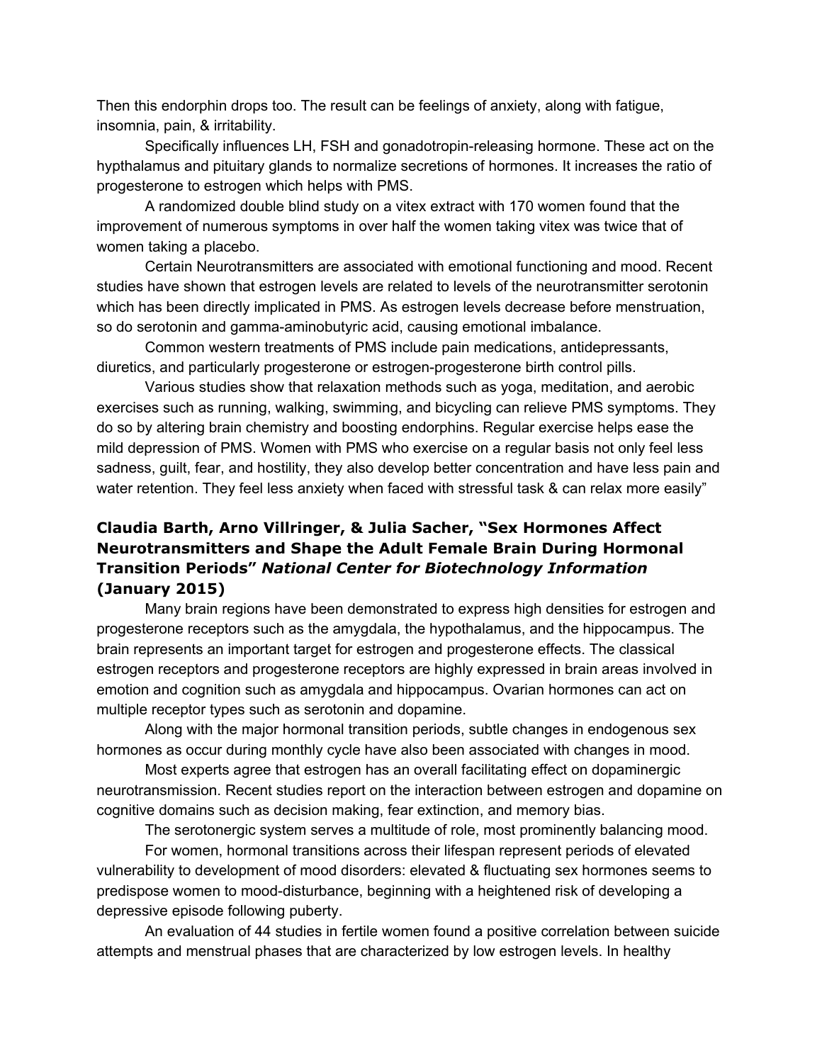Then this endorphin drops too. The result can be feelings of anxiety, along with fatigue, insomnia, pain, & irritability.

Specifically influences LH, FSH and gonadotropin-releasing hormone. These act on the hypthalamus and pituitary glands to normalize secretions of hormones. It increases the ratio of progesterone to estrogen which helps with PMS.

A randomized double blind study on a vitex extract with 170 women found that the improvement of numerous symptoms in over half the women taking vitex was twice that of women taking a placebo.

Certain Neurotransmitters are associated with emotional functioning and mood. Recent studies have shown that estrogen levels are related to levels of the neurotransmitter serotonin which has been directly implicated in PMS. As estrogen levels decrease before menstruation, so do serotonin and gamma-aminobutyric acid, causing emotional imbalance.

Common western treatments of PMS include pain medications, antidepressants, diuretics, and particularly progesterone or estrogen-progesterone birth control pills.

Various studies show that relaxation methods such as yoga, meditation, and aerobic exercises such as running, walking, swimming, and bicycling can relieve PMS symptoms. They do so by altering brain chemistry and boosting endorphins. Regular exercise helps ease the mild depression of PMS. Women with PMS who exercise on a regular basis not only feel less sadness, guilt, fear, and hostility, they also develop better concentration and have less pain and water retention. They feel less anxiety when faced with stressful task & can relax more easily"

**Claudia Barth, Arno Villringer, & Julia Sacher, "Sex Hormones Affect Neurotransmitters and Shape the Adult Female Brain During Hormonal Transition Periods"** ***National Center for Biotechnology Information*** **(January 2015)**

Many brain regions have been demonstrated to express high densities for estrogen and progesterone receptors such as the amygdala, the hypothalamus, and the hippocampus. The brain represents an important target for estrogen and progesterone effects. The classical estrogen receptors and progesterone receptors are highly expressed in brain areas involved in emotion and cognition such as amygdala and hippocampus. Ovarian hormones can act on multiple receptor types such as serotonin and dopamine.

Along with the major hormonal transition periods, subtle changes in endogenous sex hormones as occur during monthly cycle have also been associated with changes in mood.

Most experts agree that estrogen has an overall facilitating effect on dopaminergic neurotransmission. Recent studies report on the interaction between estrogen and dopamine on cognitive domains such as decision making, fear extinction, and memory bias.

The serotonergic system serves a multitude of role, most prominently balancing mood.

For women, hormonal transitions across their lifespan represent periods of elevated vulnerability to development of mood disorders: elevated & fluctuating sex hormones seems to predispose women to mood-disturbance, beginning with a heightened risk of developing a depressive episode following puberty.

An evaluation of 44 studies in fertile women found a positive correlation between suicide attempts and menstrual phases that are characterized by low estrogen levels. In healthy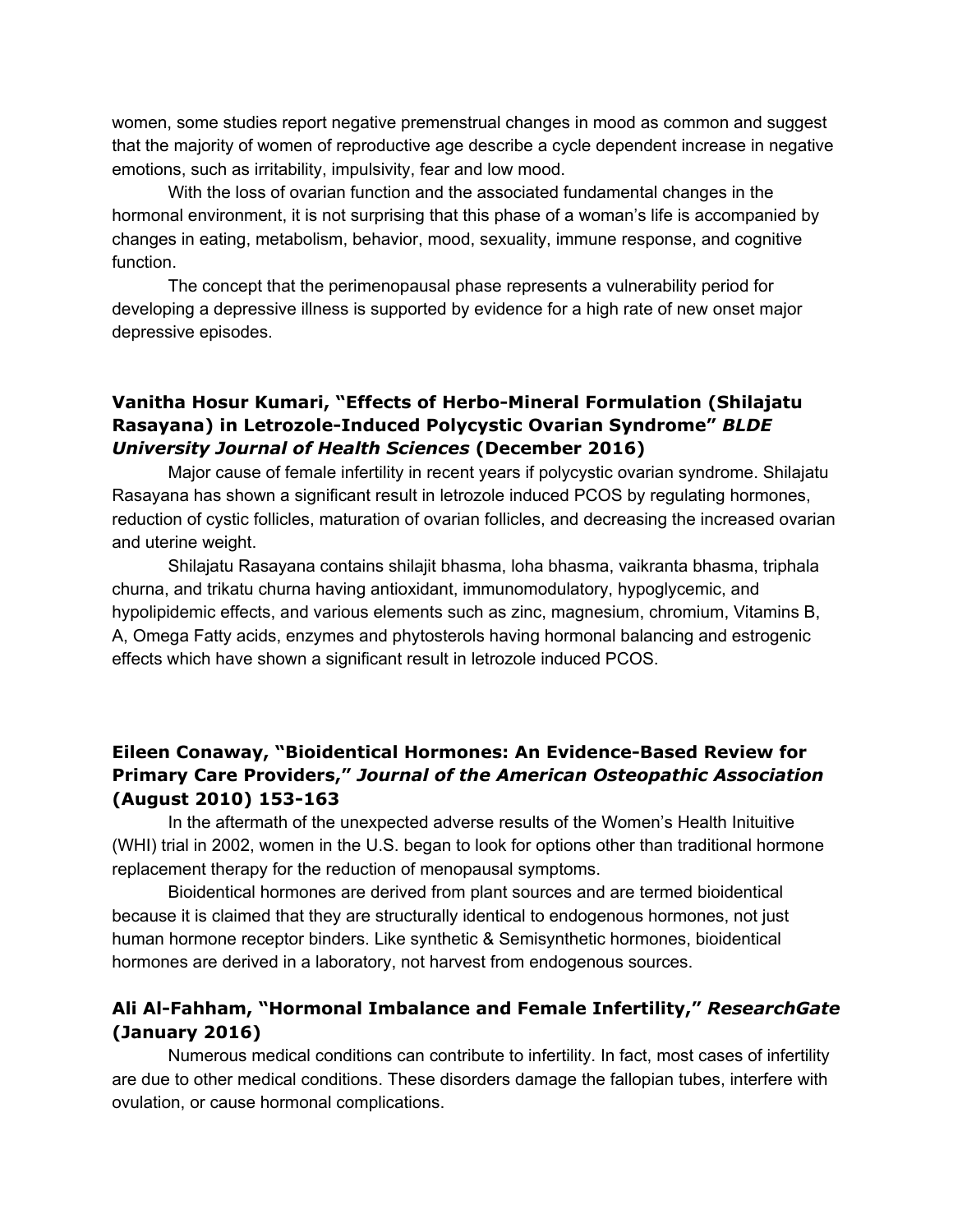women, some studies report negative premenstrual changes in mood as common and suggest that the majority of women of reproductive age describe a cycle dependent increase in negative emotions, such as irritability, impulsivity, fear and low mood.

With the loss of ovarian function and the associated fundamental changes in the hormonal environment, it is not surprising that this phase of a woman's life is accompanied by changes in eating, metabolism, behavior, mood, sexuality, immune response, and cognitive function.

The concept that the perimenopausal phase represents a vulnerability period for developing a depressive illness is supported by evidence for a high rate of new onset major depressive episodes.

### **Vanitha Hosur Kumari, "Effects of Herbo-Mineral Formulation (Shilajatu Rasayana) in Letrozole-Induced Polycystic Ovarian Syndrome"** ***BLDE University Journal of Health Sciences*** **(December 2016)**

Major cause of female infertility in recent years if polycystic ovarian syndrome. Shilajatu Rasayana has shown a significant result in letrozole induced PCOS by regulating hormones, reduction of cystic follicles, maturation of ovarian follicles, and decreasing the increased ovarian and uterine weight.

Shilajatu Rasayana contains shilajit bhasma, loha bhasma, vaikranta bhasma, triphala churna, and trikatu churna having antioxidant, immunomodulatory, hypoglycemic, and hypolipidemic effects, and various elements such as zinc, magnesium, chromium, Vitamins B, A, Omega Fatty acids, enzymes and phytosterols having hormonal balancing and estrogenic effects which have shown a significant result in letrozole induced PCOS.

### **Eileen Conaway, "Bioidentical Hormones: An Evidence-Based Review for Primary Care Providers,"** ***Journal of the American Osteopathic Association*** **(August 2010) 153-163**

In the aftermath of the unexpected adverse results of the Women's Health Inituitive (WHI) trial in 2002, women in the U.S. began to look for options other than traditional hormone replacement therapy for the reduction of menopausal symptoms.

Bioidentical hormones are derived from plant sources and are termed bioidentical because it is claimed that they are structurally identical to endogenous hormones, not just human hormone receptor binders. Like synthetic & Semisynthetic hormones, bioidentical hormones are derived in a laboratory, not harvest from endogenous sources.

### **Ali Al-Fahham, "Hormonal Imbalance and Female Infertility,"** ***ResearchGate*** **(January 2016)**

Numerous medical conditions can contribute to infertility. In fact, most cases of infertility are due to other medical conditions. These disorders damage the fallopian tubes, interfere with ovulation, or cause hormonal complications.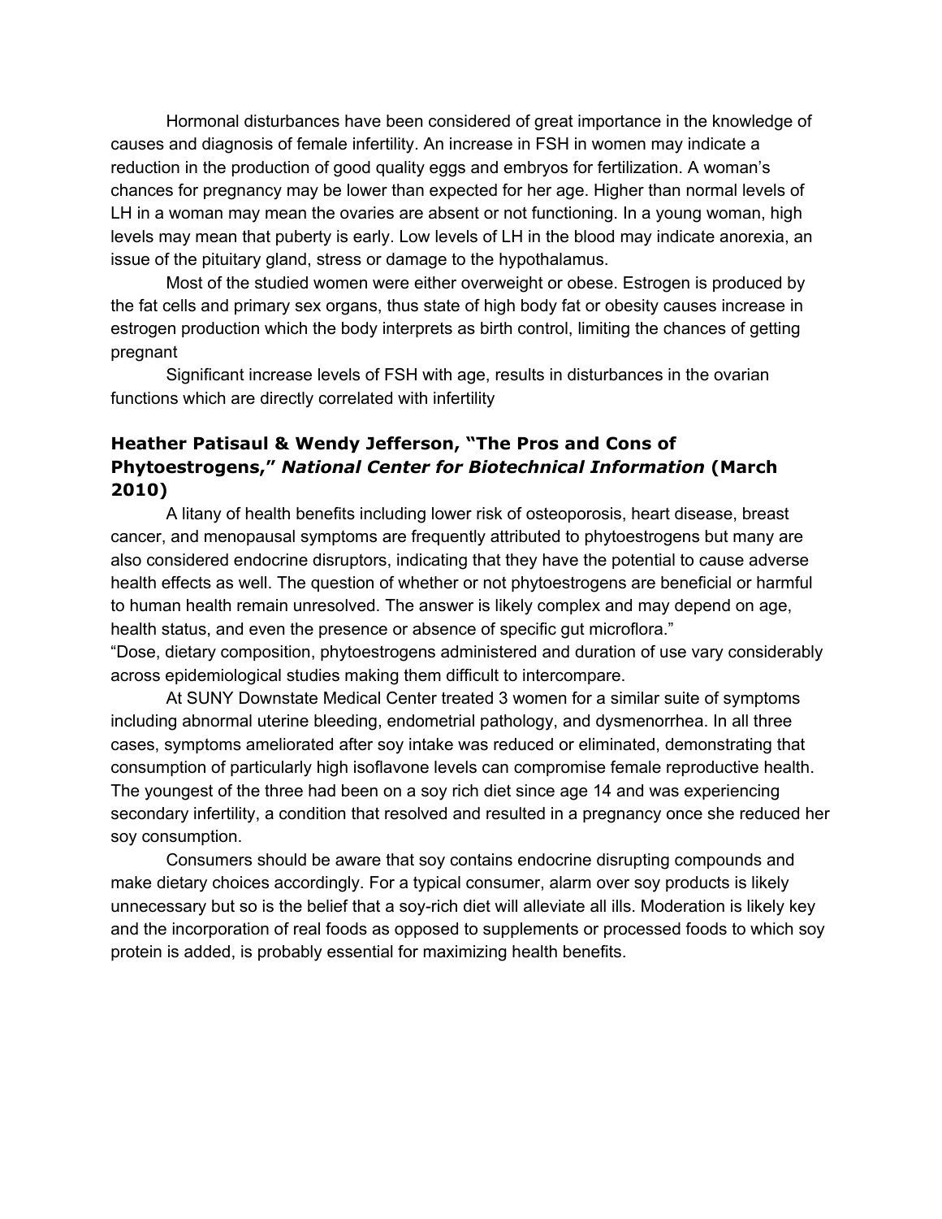Hormonal disturbances have been considered of great importance in the knowledge of causes and diagnosis of female infertility. An increase in FSH in women may indicate a reduction in the production of good quality eggs and embryos for fertilization. A woman's chances for pregnancy may be lower than expected for her age. Higher than normal levels of LH in a woman may mean the ovaries are absent or not functioning. In a young woman, high levels may mean that puberty is early. Low levels of LH in the blood may indicate anorexia, an issue of the pituitary gland, stress or damage to the hypothalamus.

Most of the studied women were either overweight or obese. Estrogen is produced by the fat cells and primary sex organs, thus state of high body fat or obesity causes increase in estrogen production which the body interprets as birth control, limiting the chances of getting pregnant

Significant increase levels of FSH with age, results in disturbances in the ovarian functions which are directly correlated with infertility

### Heather Patisaul & Wendy Jefferson, "The Pros and Cons of Phytoestrogens," *National Center for Biotechnical Information* (March 2010)

A litany of health benefits including lower risk of osteoporosis, heart disease, breast cancer, and menopausal symptoms are frequently attributed to phytoestrogens but many are also considered endocrine disruptors, indicating that they have the potential to cause adverse health effects as well. The question of whether or not phytoestrogens are beneficial or harmful to human health remain unresolved. The answer is likely complex and may depend on age, health status, and even the presence or absence of specific gut microflora."

"Dose, dietary composition, phytoestrogens administered and duration of use vary considerably across epidemiological studies making them difficult to intercompare.

At SUNY Downstate Medical Center treated 3 women for a similar suite of symptoms including abnormal uterine bleeding, endometrial pathology, and dysmenorrhea. In all three cases, symptoms ameliorated after soy intake was reduced or eliminated, demonstrating that consumption of particularly high isoflavone levels can compromise female reproductive health. The youngest of the three had been on a soy rich diet since age 14 and was experiencing secondary infertility, a condition that resolved and resulted in a pregnancy once she reduced her soy consumption.

Consumers should be aware that soy contains endocrine disrupting compounds and make dietary choices accordingly. For a typical consumer, alarm over soy products is likely unnecessary but so is the belief that a soy-rich diet will alleviate all ills. Moderation is likely key and the incorporation of real foods as opposed to supplements or processed foods to which soy protein is added, is probably essential for maximizing health benefits.